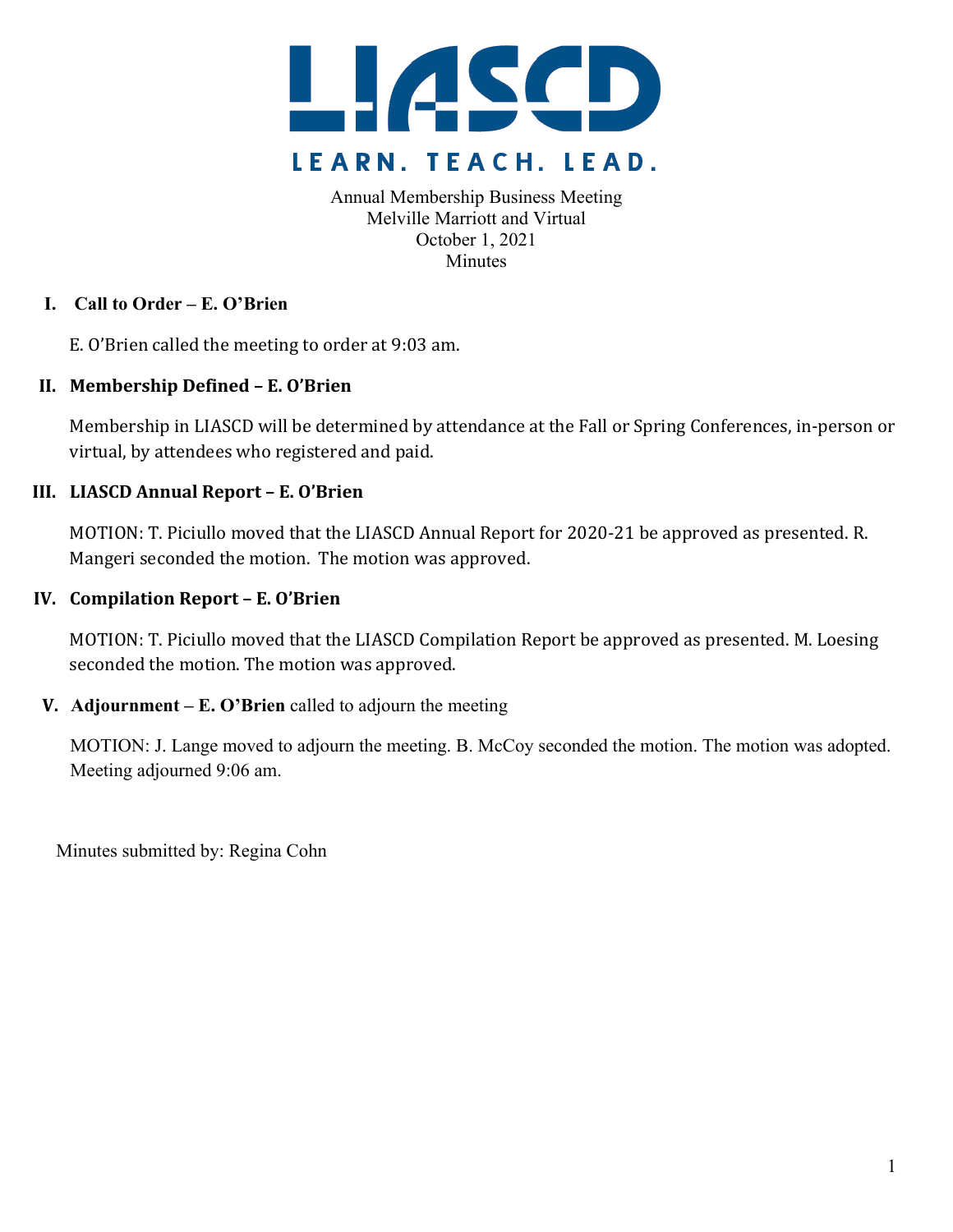# LIASCD

LEARN. TEACH. LEAD.

Annual Membership Business Meeting
Melville Marriott and Virtual
October 1, 2021
Minutes

## I. Call to Order – E. O'Brien

E. O'Brien called the meeting to order at 9:03 am.

## II. Membership Defined – E. O'Brien

Membership in LIASCD will be determined by attendance at the Fall or Spring Conferences, in-person or virtual, by attendees who registered and paid.

## III. LIASCD Annual Report – E. O'Brien

MOTION: T. Piciullo moved that the LIASCD Annual Report for 2020-21 be approved as presented. R. Mangeri seconded the motion. The motion was approved.

## IV. Compilation Report – E. O'Brien

MOTION: T. Piciullo moved that the LIASCD Compilation Report be approved as presented. M. Loesing seconded the motion. The motion was approved.

## V. Adjournment – E. O'Brien called to adjourn the meeting

MOTION: J. Lange moved to adjourn the meeting. B. McCoy seconded the motion. The motion was adopted. Meeting adjourned 9:06 am.

Minutes submitted by: Regina Cohn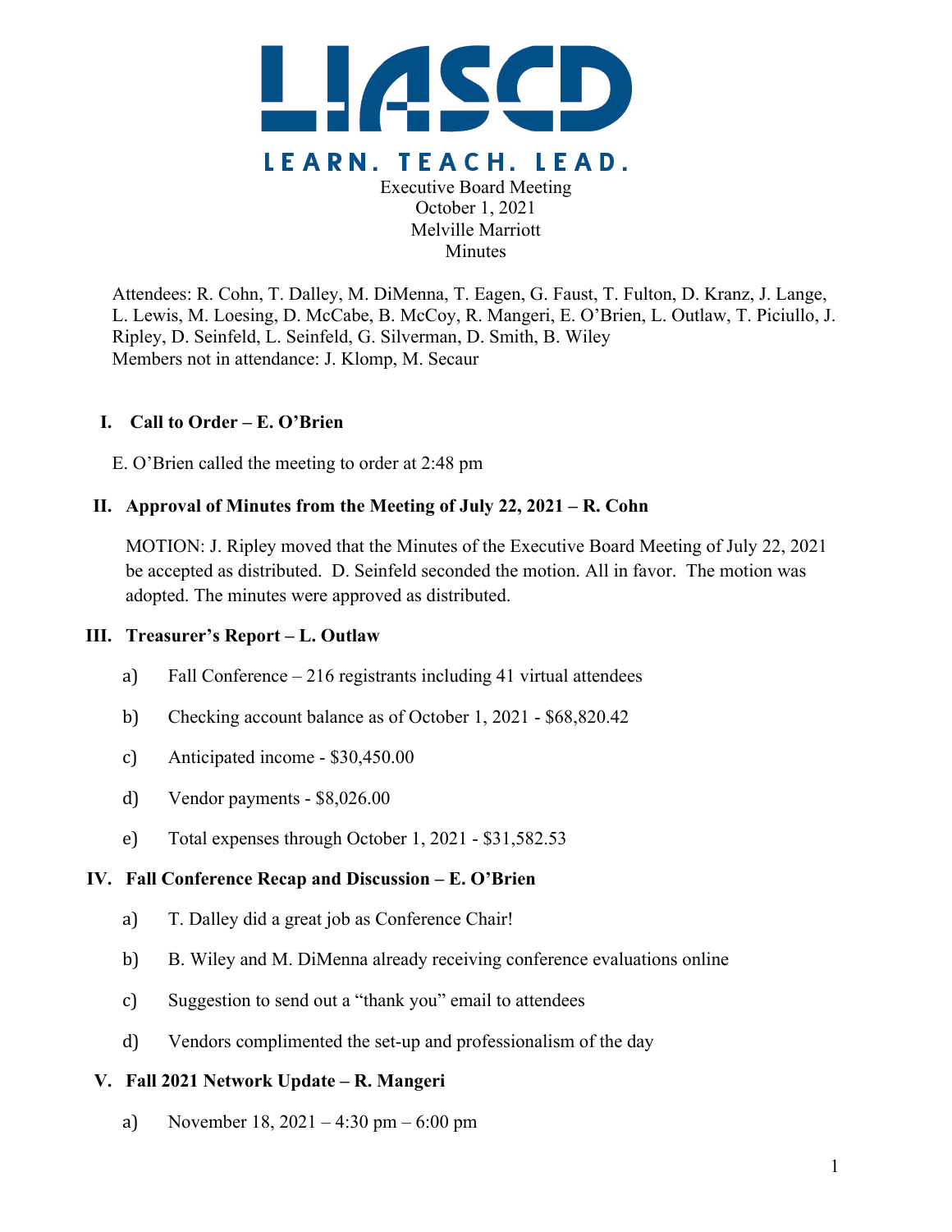LIASCD

LEARN. TEACH. LEAD.

Executive Board Meeting
October 1, 2021
Melville Marriott
Minutes

Attendees: R. Cohn, T. Dalley, M. DiMenna, T. Eagen, G. Faust, T. Fulton, D. Kranz, J. Lange, L. Lewis, M. Loesing, D. McCabe, B. McCoy, R. Mangeri, E. O'Brien, L. Outlaw, T. Piciullo, J. Ripley, D. Seinfeld, L. Seinfeld, G. Silverman, D. Smith, B. Wiley
Members not in attendance: J. Klomp, M. Secaur

## I. Call to Order – E. O'Brien

E. O'Brien called the meeting to order at 2:48 pm

## II. Approval of Minutes from the Meeting of July 22, 2021 – R. Cohn

MOTION: J. Ripley moved that the Minutes of the Executive Board Meeting of July 22, 2021 be accepted as distributed. D. Seinfeld seconded the motion. All in favor. The motion was adopted. The minutes were approved as distributed.

## III. Treasurer's Report – L. Outlaw

a) Fall Conference – 216 registrants including 41 virtual attendees

b) Checking account balance as of October 1, 2021 - $68,820.42

c) Anticipated income - $30,450.00

d) Vendor payments - $8,026.00

e) Total expenses through October 1, 2021 - $31,582.53

## IV. Fall Conference Recap and Discussion – E. O'Brien

a) T. Dalley did a great job as Conference Chair!

b) B. Wiley and M. DiMenna already receiving conference evaluations online

c) Suggestion to send out a "thank you" email to attendees

d) Vendors complimented the set-up and professionalism of the day

## V. Fall 2021 Network Update – R. Mangeri

a) November 18, 2021 – 4:30 pm – 6:00 pm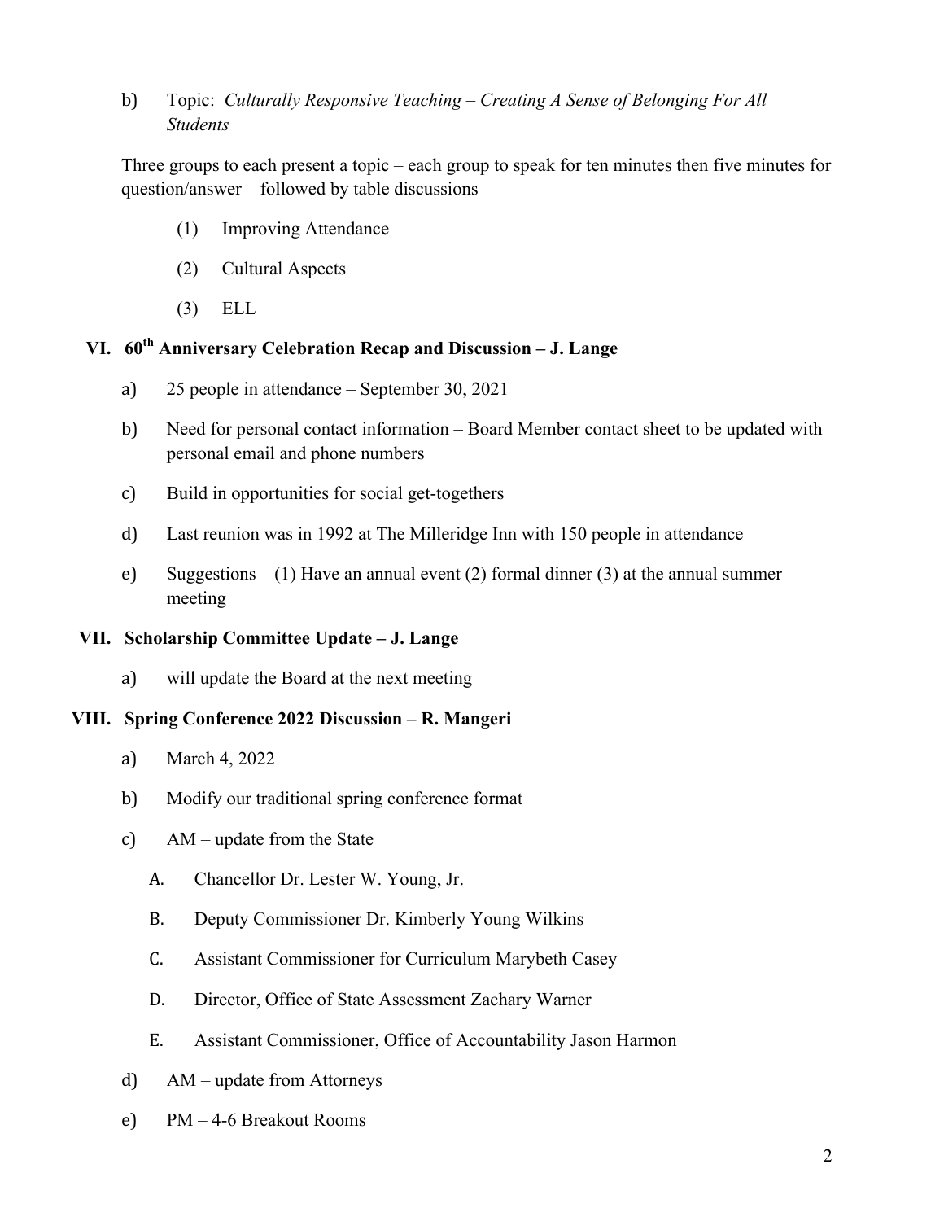b) Topic: *Culturally Responsive Teaching – Creating A Sense of Belonging For All Students*

Three groups to each present a topic – each group to speak for ten minutes then five minutes for question/answer – followed by table discussions

(1) Improving Attendance

(2) Cultural Aspects

(3) ELL

## VI. 60th Anniversary Celebration Recap and Discussion – J. Lange

a) 25 people in attendance – September 30, 2021

b) Need for personal contact information – Board Member contact sheet to be updated with personal email and phone numbers

c) Build in opportunities for social get-togethers

d) Last reunion was in 1992 at The Milleridge Inn with 150 people in attendance

e) Suggestions – (1) Have an annual event (2) formal dinner (3) at the annual summer meeting

## VII. Scholarship Committee Update – J. Lange

a) will update the Board at the next meeting

## VIII. Spring Conference 2022 Discussion – R. Mangeri

a) March 4, 2022

b) Modify our traditional spring conference format

c) AM – update from the State

A. Chancellor Dr. Lester W. Young, Jr.

B. Deputy Commissioner Dr. Kimberly Young Wilkins

C. Assistant Commissioner for Curriculum Marybeth Casey

D. Director, Office of State Assessment Zachary Warner

E. Assistant Commissioner, Office of Accountability Jason Harmon

d) AM – update from Attorneys

e) PM – 4-6 Breakout Rooms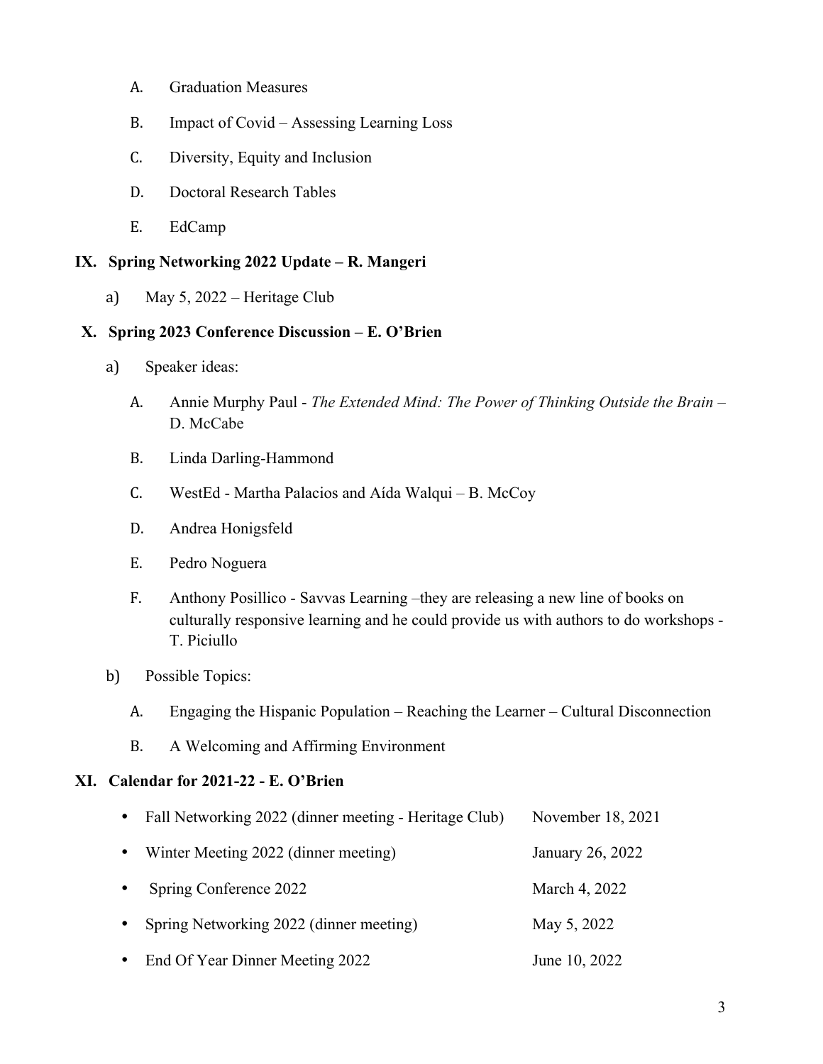A. Graduation Measures

B. Impact of Covid – Assessing Learning Loss

C. Diversity, Equity and Inclusion

D. Doctoral Research Tables

E. EdCamp

**IX. Spring Networking 2022 Update – R. Mangeri**

a) May 5, 2022 – Heritage Club

**X. Spring 2023 Conference Discussion – E. O'Brien**

a) Speaker ideas:

A. Annie Murphy Paul - *The Extended Mind: The Power of Thinking Outside the Brain* – D. McCabe

B. Linda Darling-Hammond

C. WestEd - Martha Palacios and Aída Walqui – B. McCoy

D. Andrea Honigsfeld

E. Pedro Noguera

F. Anthony Posillico - Savvas Learning –they are releasing a new line of books on culturally responsive learning and he could provide us with authors to do workshops - T. Piciullo

b) Possible Topics:

A. Engaging the Hispanic Population – Reaching the Learner – Cultural Disconnection

B. A Welcoming and Affirming Environment

**XI. Calendar for 2021-22 - E. O'Brien**

- Fall Networking 2022 (dinner meeting - Heritage Club) November 18, 2021
- Winter Meeting 2022 (dinner meeting) January 26, 2022
- Spring Conference 2022 March 4, 2022
- Spring Networking 2022 (dinner meeting) May 5, 2022
- End Of Year Dinner Meeting 2022 June 10, 2022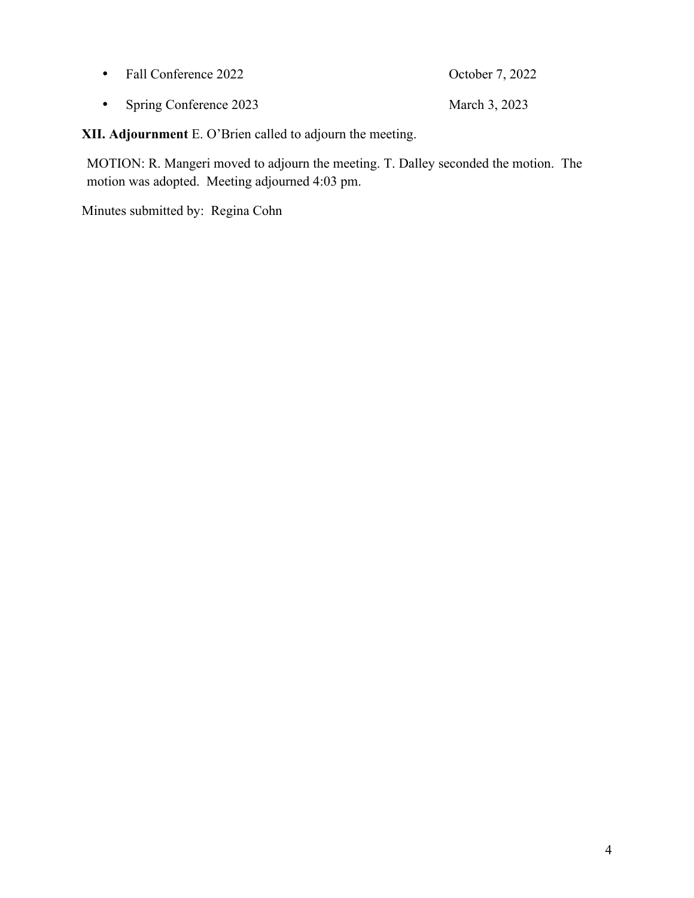- Fall Conference 2022 October 7, 2022
- Spring Conference 2023 March 3, 2023

**XII. Adjournment** E. O'Brien called to adjourn the meeting.

MOTION: R. Mangeri moved to adjourn the meeting. T. Dalley seconded the motion. The motion was adopted. Meeting adjourned 4:03 pm.

Minutes submitted by: Regina Cohn